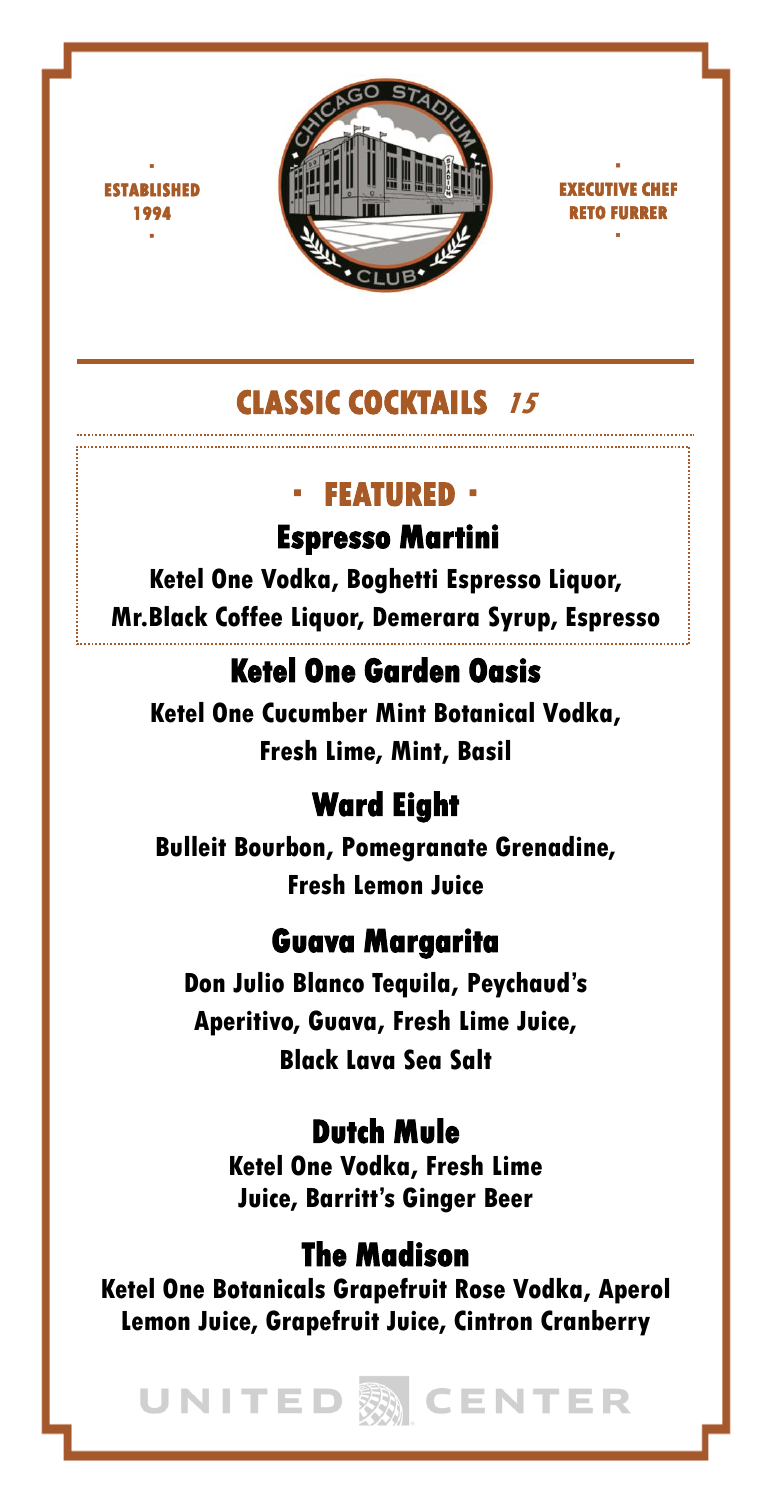ESTABLISHED 1994

EXECUTIVE CHEF RETO FURRER

# CLASSIC COCKTAILS *15*

## · FEATURED ·

### Espresso Martini

**Ketel One Vodka, Boghetti Espresso Liquor, Mr.Black Coffee Liquor, Demerara Syrup, Espresso**

### Ketel One Garden Oasis

**Ketel One Cucumber Mint Botanical Vodka, Fresh Lime, Mint, Basil**

### Ward Eight

**Bulleit Bourbon, Pomegranate Grenadine, Fresh Lemon Juice**

### Guava Margarita

**Don Julio Blanco Tequila, Peychaud's Aperitivo, Guava, Fresh Lime Juice, Black Lava Sea Salt**

### Dutch Mule

**Ketel One Vodka, Fresh Lime Juice, Barritt's Ginger Beer**

### The Madison

**Ketel One Botanicals Grapefruit Rose Vodka, Aperol Lemon Juice, Grapefruit Juice, Cintron Cranberry**

UNITED CENTER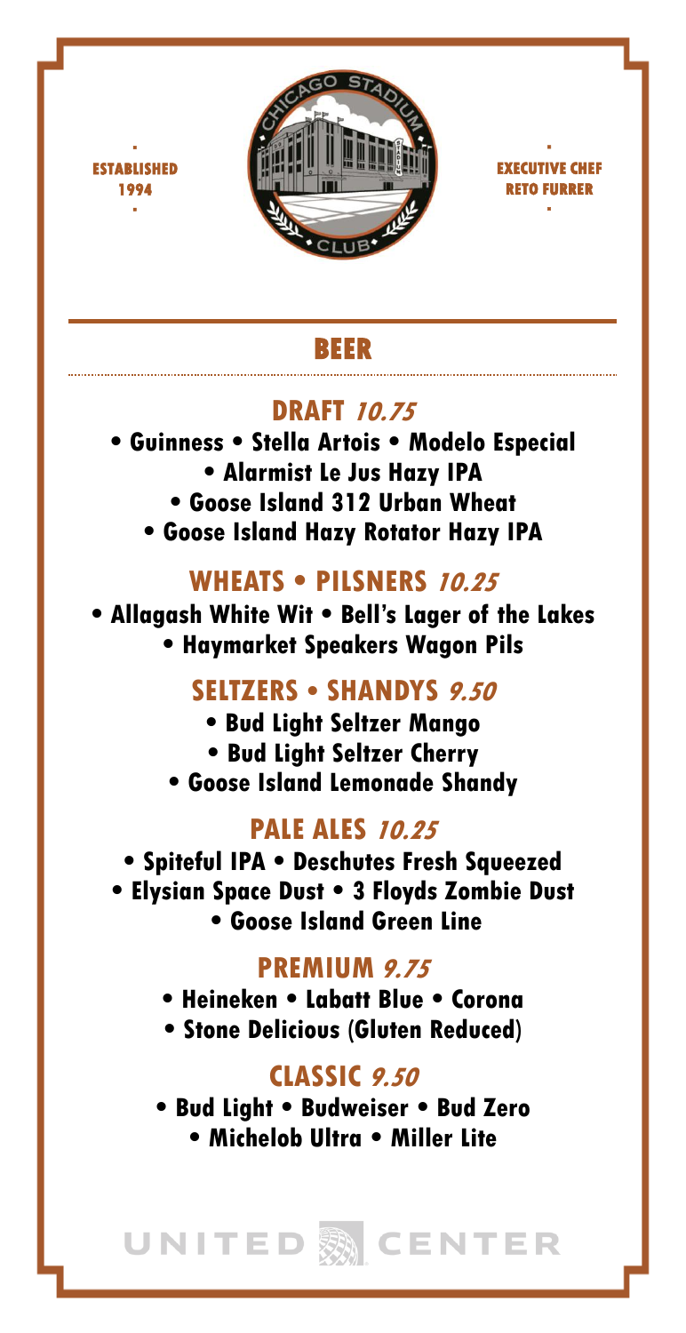ESTABLISHED 1994

EXECUTIVE CHEF RETO FURRER

# BEER

## DRAFT *10.75*

- Guinness
- Stella Artois
- Modelo Especial
- Alarmist Le Jus Hazy IPA
- Goose Island 312 Urban Wheat
- Goose Island Hazy Rotator Hazy IPA

## WHEATS • PILSNERS *10.25*

- Allagash White Wit
- Bell's Lager of the Lakes
- Haymarket Speakers Wagon Pils

## SELTZERS • SHANDYS *9.50*

- Bud Light Seltzer Mango
- Bud Light Seltzer Cherry
- Goose Island Lemonade Shandy

## PALE ALES *10.25*

- Spiteful IPA
- Deschutes Fresh Squeezed
- Elysian Space Dust
- 3 Floyds Zombie Dust
- Goose Island Green Line

## PREMIUM *9.75*

- Heineken
- Labatt Blue
- Corona
- Stone Delicious (Gluten Reduced)

## CLASSIC *9.50*

- Bud Light
- Budweiser
- Bud Zero
- Michelob Ultra
- Miller Lite

UNITED CENTER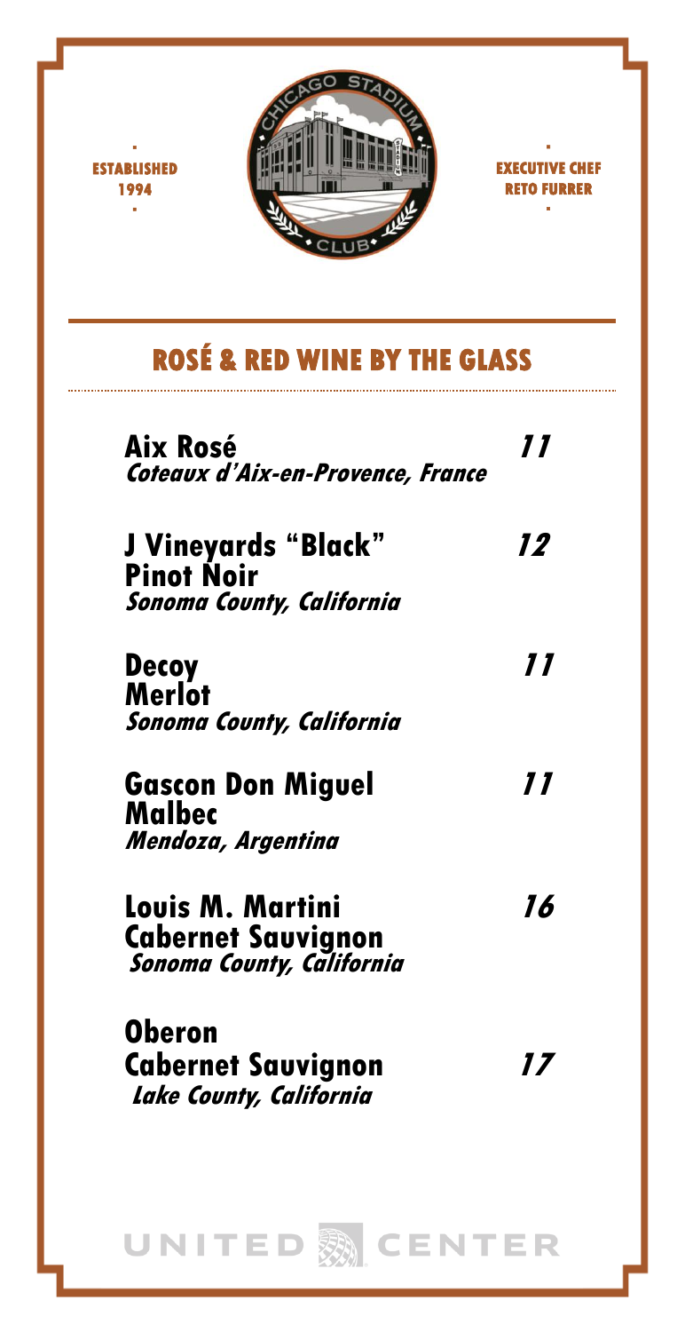ESTABLISHED 1994

CHICAGO STADIUM CLUB

EXECUTIVE CHEF RETO FURRER

## ROSÉ & RED WINE BY THE GLASS

**Aix Rosé** — **11**
*Coteaux d'Aix-en-Provence, France*

**J Vineyards "Black" Pinot Noir** — **12**
*Sonoma County, California*

**Decoy Merlot** — **11**
*Sonoma County, California*

**Gascon Don Miguel Malbec** — **11**
*Mendoza, Argentina*

**Louis M. Martini Cabernet Sauvignon** — **16**
*Sonoma County, California*

**Oberon Cabernet Sauvignon** — **17**
*Lake County, California*

UNITED CENTER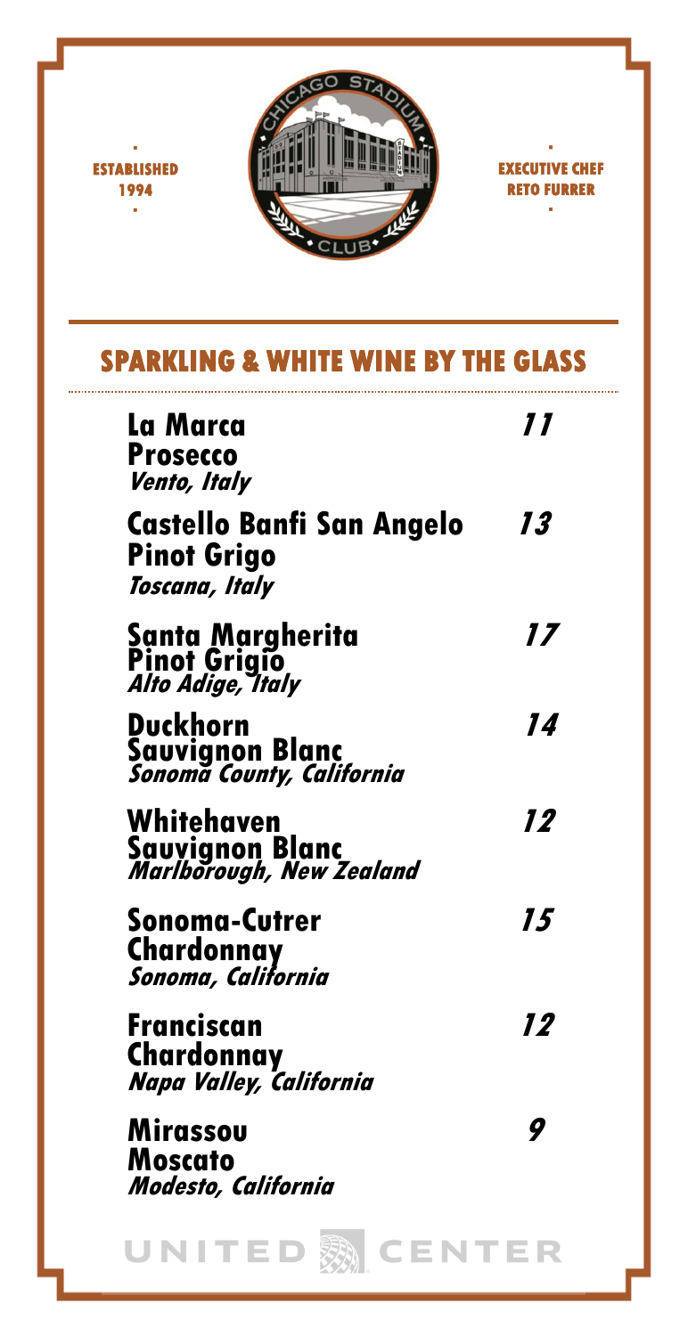ESTABLISHED 1994

EXECUTIVE CHEF RETO FURRER

## SPARKLING & WHITE WINE BY THE GLASS

**La Marca**
**Prosecco**
*Vento, Italy* — **11**

**Castello Banfi San Angelo**
**Pinot Grigo**
*Toscana, Italy* — **13**

**Santa Margherita**
**Pinot Grigio**
*Alto Adige, Italy* — **17**

**Duckhorn**
**Sauvignon Blanc**
*Sonoma County, California* — **14**

**Whitehaven**
**Sauvignon Blanc**
*Marlborough, New Zealand* — **12**

**Sonoma-Cutrer**
**Chardonnay**
*Sonoma, California* — **15**

**Franciscan**
**Chardonnay**
*Napa Valley, California* — **12**

**Mirassou**
**Moscato**
*Modesto, California* — **9**

UNITED CENTER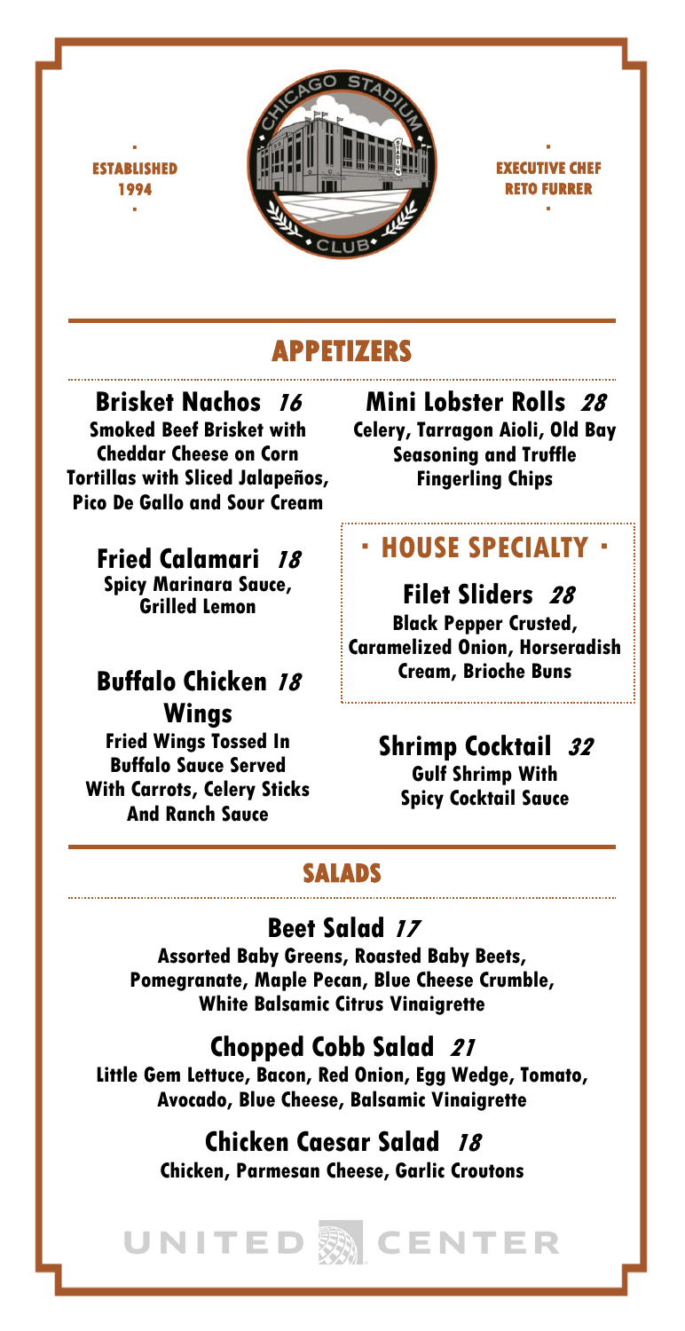ESTABLISHED 1994

EXECUTIVE CHEF RETO FURRER

## APPETIZERS

### Brisket Nachos *16*
Smoked Beef Brisket with Cheddar Cheese on Corn Tortillas with Sliced Jalapeños, Pico De Gallo and Sour Cream

### Fried Calamari *18*
Spicy Marinara Sauce, Grilled Lemon

### Buffalo Chicken Wings *18*
Fried Wings Tossed In Buffalo Sauce Served With Carrots, Celery Sticks And Ranch Sauce

### Mini Lobster Rolls *28*
Celery, Tarragon Aioli, Old Bay Seasoning and Truffle Fingerling Chips

**· HOUSE SPECIALTY ·**

### Filet Sliders *28*
Black Pepper Crusted, Caramelized Onion, Horseradish Cream, Brioche Buns

### Shrimp Cocktail *32*
Gulf Shrimp With Spicy Cocktail Sauce

## SALADS

### Beet Salad *17*
Assorted Baby Greens, Roasted Baby Beets, Pomegranate, Maple Pecan, Blue Cheese Crumble, White Balsamic Citrus Vinaigrette

### Chopped Cobb Salad *21*
Little Gem Lettuce, Bacon, Red Onion, Egg Wedge, Tomato, Avocado, Blue Cheese, Balsamic Vinaigrette

### Chicken Caesar Salad *18*
Chicken, Parmesan Cheese, Garlic Croutons

UNITED CENTER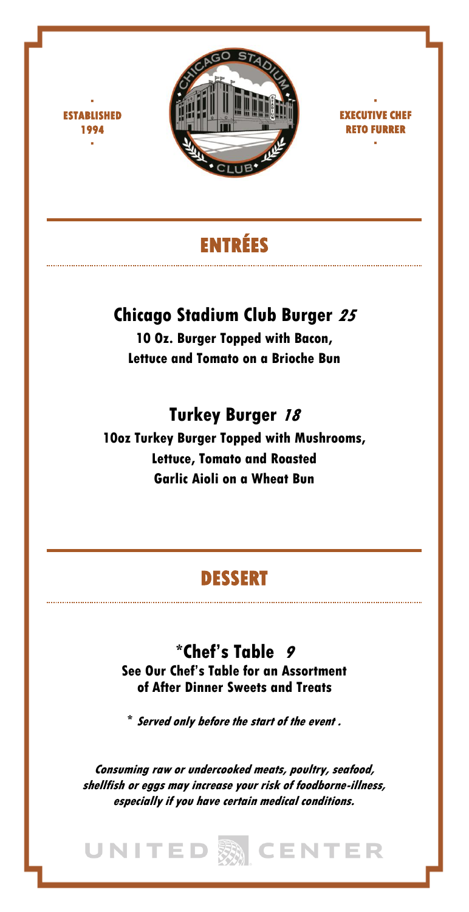ESTABLISHED 1994

EXECUTIVE CHEF RETO FURRER

## ENTRÉES

### Chicago Stadium Club Burger *25*

**10 Oz. Burger Topped with Bacon, Lettuce and Tomato on a Brioche Bun**

### Turkey Burger *18*

**10oz Turkey Burger Topped with Mushrooms, Lettuce, Tomato and Roasted Garlic Aioli on a Wheat Bun**

## DESSERT

### *Chef's Table *9*

**See Our Chef's Table for an Assortment of After Dinner Sweets and Treats**

\* *Served only before the start of the event .*

*Consuming raw or undercooked meats, poultry, seafood, shellfish or eggs may increase your risk of foodborne-illness, especially if you have certain medical conditions.*

UNITED CENTER